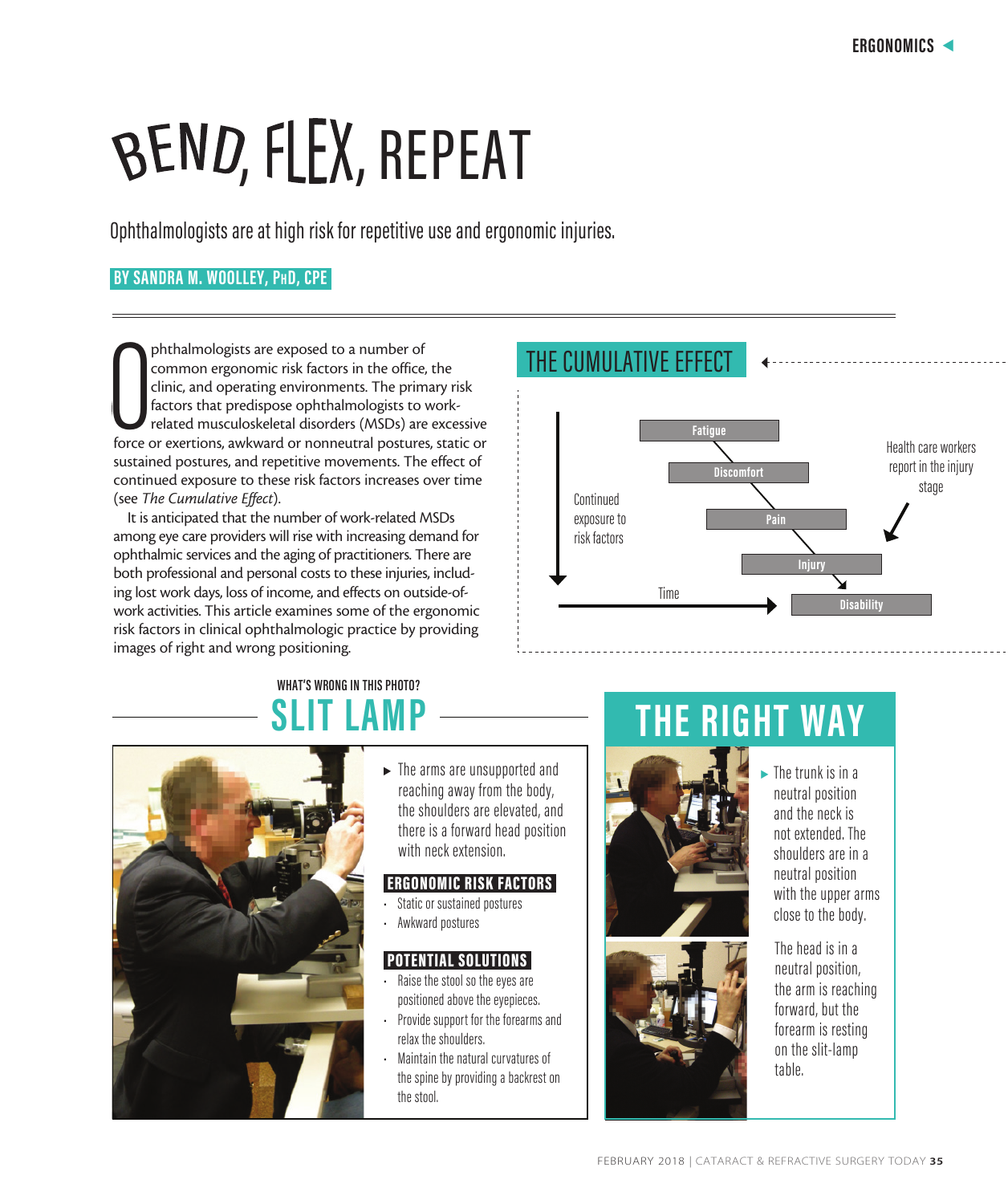# BEND, FLEX, REPEAT

Ophthalmologists are at high risk for repetitive use and ergonomic injuries.

**BY SANDRA M. WOOLLEY, PhD, CPE**

Ophthalmologists are exposed to a number of common ergonomic risk factors in the office, the clinic, and operating environments. The primary risk factors that predispose ophthalmologists to work-related musculoskeletal disorders (MSDs) are excessive force or exertions, awkward or nonneutral postures, static or sustained postures, and repetitive movements. The effect of continued exposure to these risk factors increases over time (see *The Cumulative Effect*).

It is anticipated that the number of work-related MSDs among eye care providers will rise with increasing demand for ophthalmic services and the aging of practitioners. There are both professional and personal costs to these injuries, including lost work days, loss of income, and effects on outside-of-work activities. This article examines some of the ergonomic risk factors in clinical ophthalmologic practice by providing images of right and wrong positioning.

## THE CUMULATIVE EFFECT

Continued exposure to risk factors → Time

Fatigue → Discomfort → Pain → Injury → Disability

Health care workers report in the injury stage

## WHAT'S WRONG IN THIS PHOTO? SLIT LAMP

- The arms are unsupported and reaching away from the body, the shoulders are elevated, and there is a forward head position with neck extension.

**ERGONOMIC RISK FACTORS**

- Static or sustained postures
- Awkward postures

**POTENTIAL SOLUTIONS**

- Raise the stool so the eyes are positioned above the eyepieces.
- Provide support for the forearms and relax the shoulders.
- Maintain the natural curvatures of the spine by providing a backrest on the stool.

## THE RIGHT WAY

- The trunk is in a neutral position and the neck is not extended. The shoulders are in a neutral position with the upper arms close to the body.

The head is in a neutral position, the arm is reaching forward, but the forearm is resting on the slit-lamp table.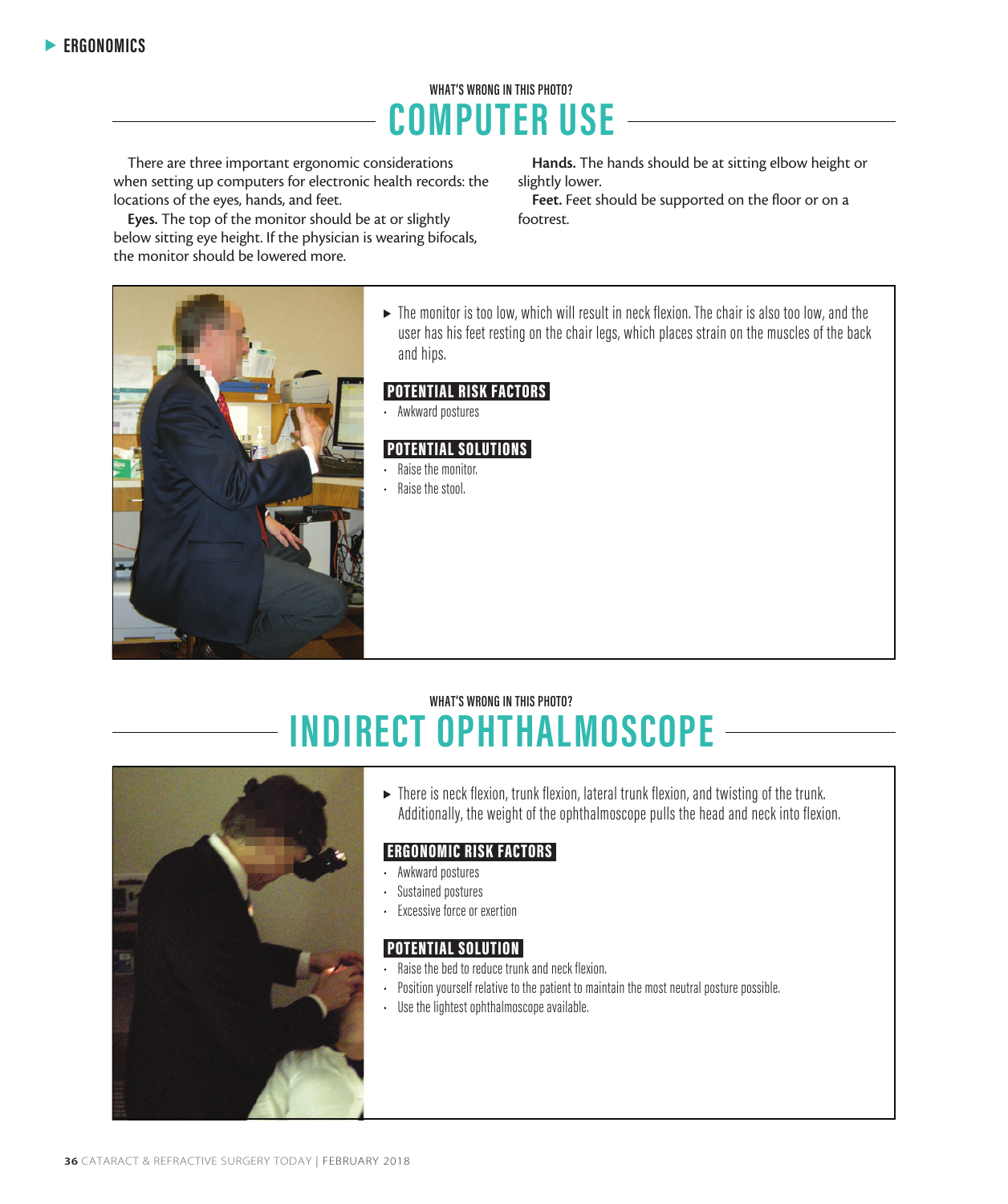WHAT'S WRONG IN THIS PHOTO?

## COMPUTER USE

There are three important ergonomic considerations when setting up computers for electronic health records: the locations of the eyes, hands, and feet.

**Eyes.** The top of the monitor should be at or slightly below sitting eye height. If the physician is wearing bifocals, the monitor should be lowered more.

**Hands.** The hands should be at sitting elbow height or slightly lower.

**Feet.** Feet should be supported on the floor or on a footrest.

▸ The monitor is too low, which will result in neck flexion. The chair is also too low, and the user has his feet resting on the chair legs, which places strain on the muscles of the back and hips.

**POTENTIAL RISK FACTORS**

- Awkward postures

**POTENTIAL SOLUTIONS**

- Raise the monitor.
- Raise the stool.

WHAT'S WRONG IN THIS PHOTO?

## INDIRECT OPHTHALMOSCOPE

▸ There is neck flexion, trunk flexion, lateral trunk flexion, and twisting of the trunk. Additionally, the weight of the ophthalmoscope pulls the head and neck into flexion.

**ERGONOMIC RISK FACTORS**

- Awkward postures
- Sustained postures
- Excessive force or exertion

**POTENTIAL SOLUTION**

- Raise the bed to reduce trunk and neck flexion.
- Position yourself relative to the patient to maintain the most neutral posture possible.
- Use the lightest ophthalmoscope available.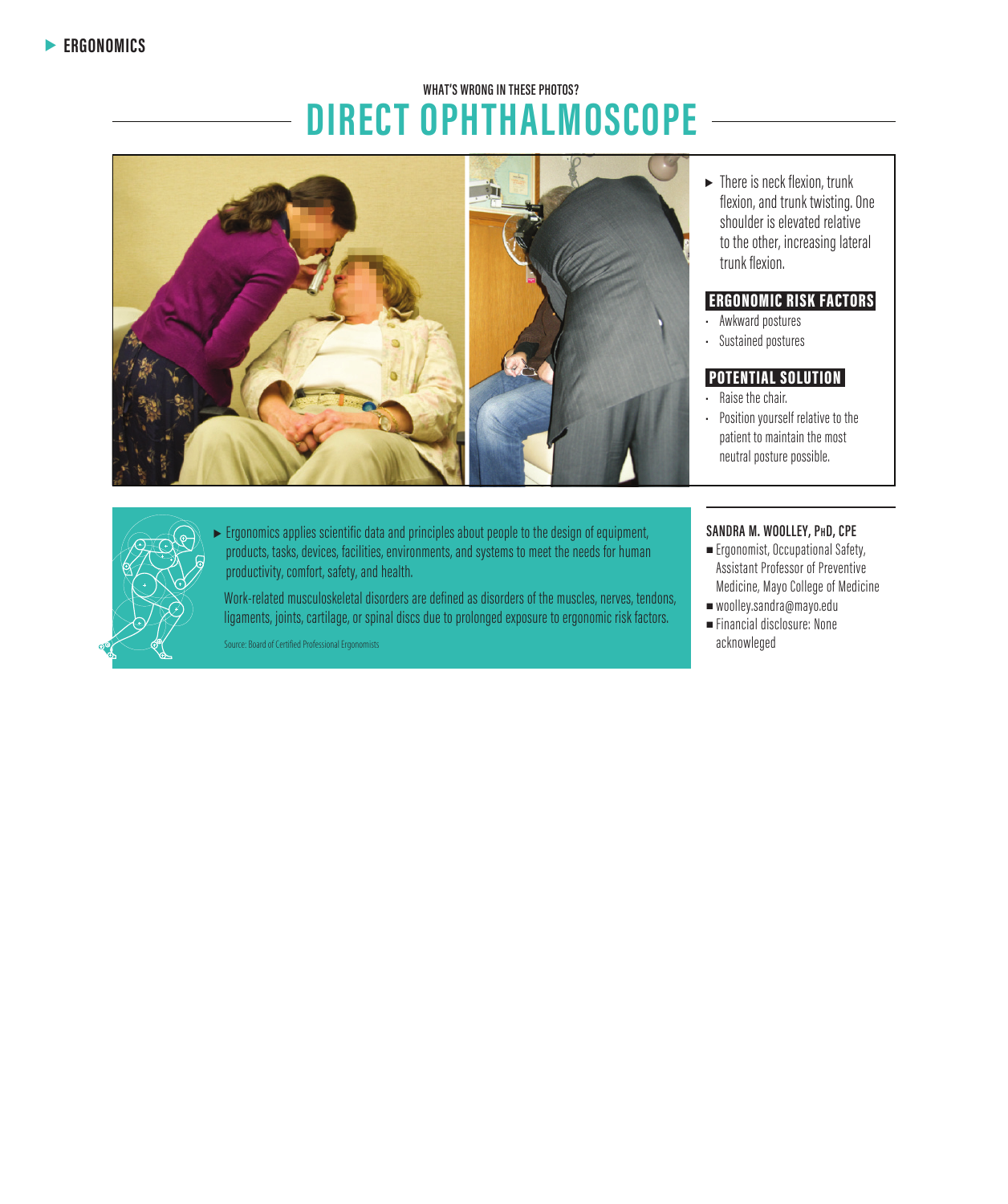## WHAT'S WRONG IN THESE PHOTOS?

# DIRECT OPHTHALMOSCOPE

- There is neck flexion, trunk flexion, and trunk twisting. One shoulder is elevated relative to the other, increasing lateral trunk flexion.

### ERGONOMIC RISK FACTORS

- Awkward postures
- Sustained postures

### POTENTIAL SOLUTION

- Raise the chair.
- Position yourself relative to the patient to maintain the most neutral posture possible.

---

- Ergonomics applies scientific data and principles about people to the design of equipment, products, tasks, devices, facilities, environments, and systems to meet the needs for human productivity, comfort, safety, and health.

Work-related musculoskeletal disorders are defined as disorders of the muscles, nerves, tendons, ligaments, joints, cartilage, or spinal discs due to prolonged exposure to ergonomic risk factors.

Source: Board of Certified Professional Ergonomists

**SANDRA M. WOOLLEY, PhD, CPE**

- Ergonomist, Occupational Safety, Assistant Professor of Preventive Medicine, Mayo College of Medicine
- woolley.sandra@mayo.edu
- Financial disclosure: None acknowleged